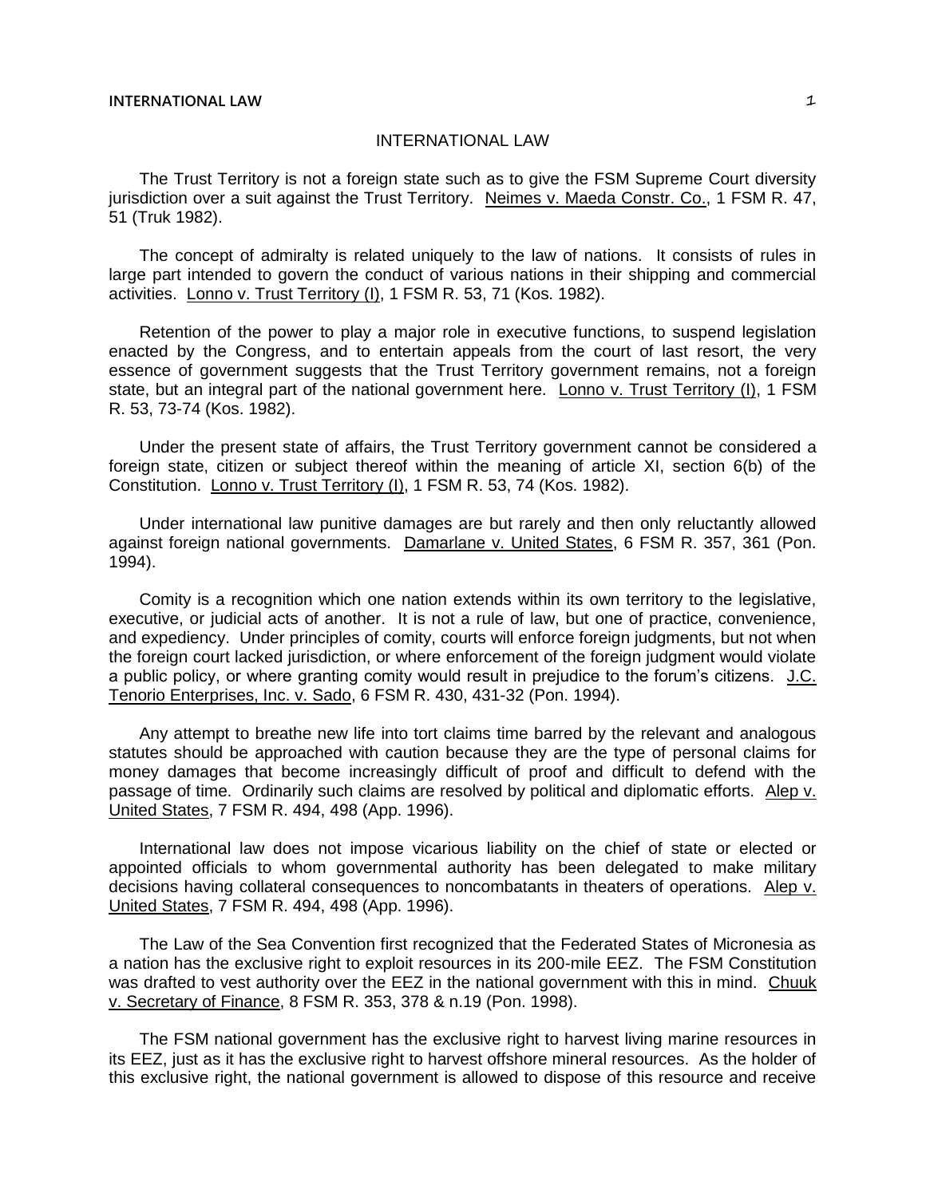# INTERNATIONAL LAW

The Trust Territory is not a foreign state such as to give the FSM Supreme Court diversity jurisdiction over a suit against the Trust Territory. Neimes v. Maeda Constr. Co., 1 FSM R. 47, 51 (Truk 1982).

The concept of admiralty is related uniquely to the law of nations. It consists of rules in large part intended to govern the conduct of various nations in their shipping and commercial activities. Lonno v. Trust Territory (I), 1 FSM R. 53, 71 (Kos. 1982).

Retention of the power to play a major role in executive functions, to suspend legislation enacted by the Congress, and to entertain appeals from the court of last resort, the very essence of government suggests that the Trust Territory government remains, not a foreign state, but an integral part of the national government here. Lonno v. Trust Territory (I), 1 FSM R. 53, 73-74 (Kos. 1982).

Under the present state of affairs, the Trust Territory government cannot be considered a foreign state, citizen or subject thereof within the meaning of article XI, section 6(b) of the Constitution. Lonno v. Trust Territory (I), 1 FSM R. 53, 74 (Kos. 1982).

Under international law punitive damages are but rarely and then only reluctantly allowed against foreign national governments. Damarlane v. United States, 6 FSM R. 357, 361 (Pon. 1994).

Comity is a recognition which one nation extends within its own territory to the legislative, executive, or judicial acts of another. It is not a rule of law, but one of practice, convenience, and expediency. Under principles of comity, courts will enforce foreign judgments, but not when the foreign court lacked jurisdiction, or where enforcement of the foreign judgment would violate a public policy, or where granting comity would result in prejudice to the forum's citizens. J.C. Tenorio Enterprises, Inc. v. Sado, 6 FSM R. 430, 431-32 (Pon. 1994).

Any attempt to breathe new life into tort claims time barred by the relevant and analogous statutes should be approached with caution because they are the type of personal claims for money damages that become increasingly difficult of proof and difficult to defend with the passage of time. Ordinarily such claims are resolved by political and diplomatic efforts. Alep v. United States, 7 FSM R. 494, 498 (App. 1996).

International law does not impose vicarious liability on the chief of state or elected or appointed officials to whom governmental authority has been delegated to make military decisions having collateral consequences to noncombatants in theaters of operations. Alep v. United States, 7 FSM R. 494, 498 (App. 1996).

The Law of the Sea Convention first recognized that the Federated States of Micronesia as a nation has the exclusive right to exploit resources in its 200-mile EEZ. The FSM Constitution was drafted to vest authority over the EEZ in the national government with this in mind. Chuuk v. Secretary of Finance, 8 FSM R. 353, 378 & n.19 (Pon. 1998).

The FSM national government has the exclusive right to harvest living marine resources in its EEZ, just as it has the exclusive right to harvest offshore mineral resources. As the holder of this exclusive right, the national government is allowed to dispose of this resource and receive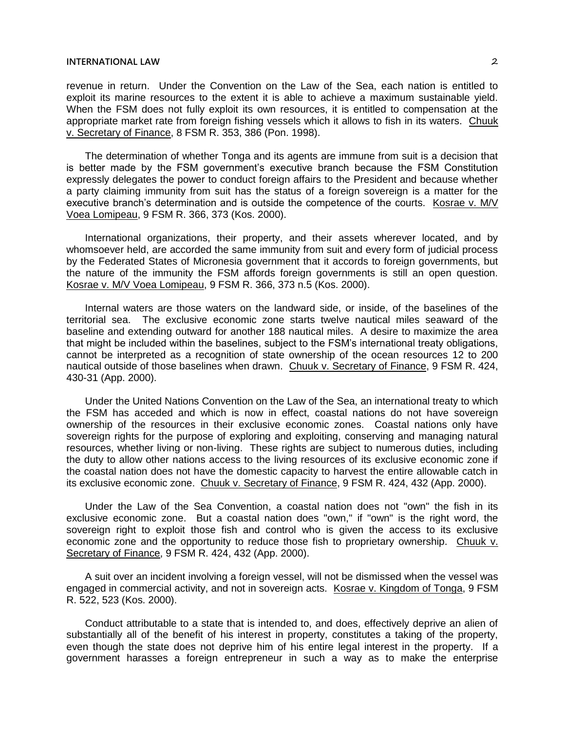revenue in return. Under the Convention on the Law of the Sea, each nation is entitled to exploit its marine resources to the extent it is able to achieve a maximum sustainable yield. When the FSM does not fully exploit its own resources, it is entitled to compensation at the appropriate market rate from foreign fishing vessels which it allows to fish in its waters. Chuuk v. Secretary of Finance, 8 FSM R. 353, 386 (Pon. 1998).

The determination of whether Tonga and its agents are immune from suit is a decision that is better made by the FSM government's executive branch because the FSM Constitution expressly delegates the power to conduct foreign affairs to the President and because whether a party claiming immunity from suit has the status of a foreign sovereign is a matter for the executive branch's determination and is outside the competence of the courts. Kosrae v. M/V Voea Lomipeau, 9 FSM R. 366, 373 (Kos. 2000).

International organizations, their property, and their assets wherever located, and by whomsoever held, are accorded the same immunity from suit and every form of judicial process by the Federated States of Micronesia government that it accords to foreign governments, but the nature of the immunity the FSM affords foreign governments is still an open question. Kosrae v. M/V Voea Lomipeau, 9 FSM R. 366, 373 n.5 (Kos. 2000).

Internal waters are those waters on the landward side, or inside, of the baselines of the territorial sea. The exclusive economic zone starts twelve nautical miles seaward of the baseline and extending outward for another 188 nautical miles. A desire to maximize the area that might be included within the baselines, subject to the FSM's international treaty obligations, cannot be interpreted as a recognition of state ownership of the ocean resources 12 to 200 nautical outside of those baselines when drawn. Chuuk v. Secretary of Finance, 9 FSM R. 424, 430-31 (App. 2000).

Under the United Nations Convention on the Law of the Sea, an international treaty to which the FSM has acceded and which is now in effect, coastal nations do not have sovereign ownership of the resources in their exclusive economic zones. Coastal nations only have sovereign rights for the purpose of exploring and exploiting, conserving and managing natural resources, whether living or non-living. These rights are subject to numerous duties, including the duty to allow other nations access to the living resources of its exclusive economic zone if the coastal nation does not have the domestic capacity to harvest the entire allowable catch in its exclusive economic zone. Chuuk v. Secretary of Finance, 9 FSM R. 424, 432 (App. 2000).

Under the Law of the Sea Convention, a coastal nation does not "own" the fish in its exclusive economic zone. But a coastal nation does "own," if "own" is the right word, the sovereign right to exploit those fish and control who is given the access to its exclusive economic zone and the opportunity to reduce those fish to proprietary ownership. Chuuk v. Secretary of Finance, 9 FSM R. 424, 432 (App. 2000).

A suit over an incident involving a foreign vessel, will not be dismissed when the vessel was engaged in commercial activity, and not in sovereign acts. Kosrae v. Kingdom of Tonga, 9 FSM R. 522, 523 (Kos. 2000).

Conduct attributable to a state that is intended to, and does, effectively deprive an alien of substantially all of the benefit of his interest in property, constitutes a taking of the property, even though the state does not deprive him of his entire legal interest in the property. If a government harasses a foreign entrepreneur in such a way as to make the enterprise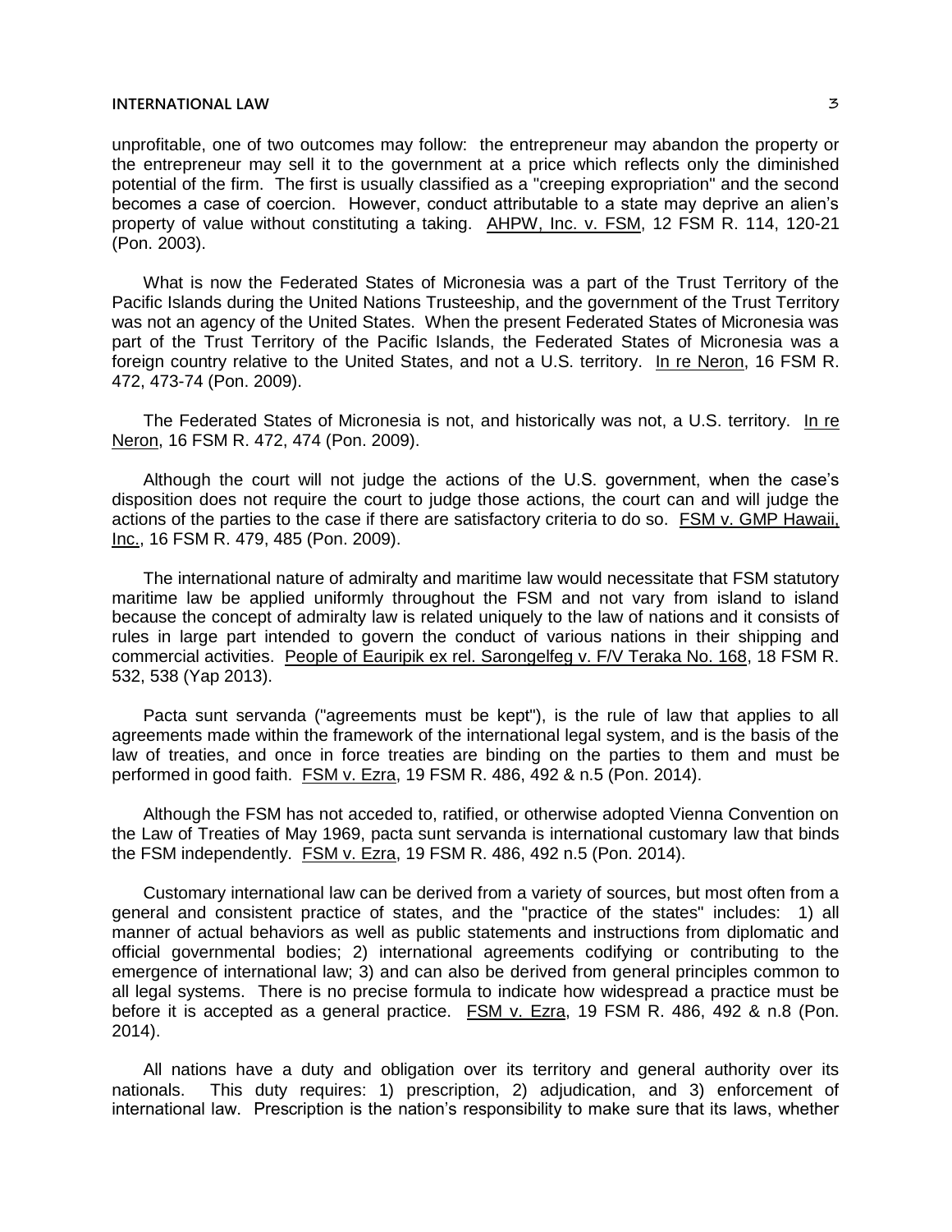unprofitable, one of two outcomes may follow: the entrepreneur may abandon the property or the entrepreneur may sell it to the government at a price which reflects only the diminished potential of the firm. The first is usually classified as a "creeping expropriation" and the second becomes a case of coercion. However, conduct attributable to a state may deprive an alien's property of value without constituting a taking. AHPW, Inc. v. FSM, 12 FSM R. 114, 120-21 (Pon. 2003).

What is now the Federated States of Micronesia was a part of the Trust Territory of the Pacific Islands during the United Nations Trusteeship, and the government of the Trust Territory was not an agency of the United States. When the present Federated States of Micronesia was part of the Trust Territory of the Pacific Islands, the Federated States of Micronesia was a foreign country relative to the United States, and not a U.S. territory. In re Neron, 16 FSM R. 472, 473-74 (Pon. 2009).

The Federated States of Micronesia is not, and historically was not, a U.S. territory. In re Neron, 16 FSM R. 472, 474 (Pon. 2009).

Although the court will not judge the actions of the U.S. government, when the case's disposition does not require the court to judge those actions, the court can and will judge the actions of the parties to the case if there are satisfactory criteria to do so. FSM v. GMP Hawaii, Inc., 16 FSM R. 479, 485 (Pon. 2009).

The international nature of admiralty and maritime law would necessitate that FSM statutory maritime law be applied uniformly throughout the FSM and not vary from island to island because the concept of admiralty law is related uniquely to the law of nations and it consists of rules in large part intended to govern the conduct of various nations in their shipping and commercial activities. People of Eauripik ex rel. Sarongelfeg v. F/V Teraka No. 168, 18 FSM R. 532, 538 (Yap 2013).

Pacta sunt servanda ("agreements must be kept"), is the rule of law that applies to all agreements made within the framework of the international legal system, and is the basis of the law of treaties, and once in force treaties are binding on the parties to them and must be performed in good faith. FSM v. Ezra, 19 FSM R. 486, 492 & n.5 (Pon. 2014).

Although the FSM has not acceded to, ratified, or otherwise adopted Vienna Convention on the Law of Treaties of May 1969, pacta sunt servanda is international customary law that binds the FSM independently. FSM v. Ezra, 19 FSM R. 486, 492 n.5 (Pon. 2014).

Customary international law can be derived from a variety of sources, but most often from a general and consistent practice of states, and the "practice of the states" includes: 1) all manner of actual behaviors as well as public statements and instructions from diplomatic and official governmental bodies; 2) international agreements codifying or contributing to the emergence of international law; 3) and can also be derived from general principles common to all legal systems. There is no precise formula to indicate how widespread a practice must be before it is accepted as a general practice. FSM v. Ezra, 19 FSM R. 486, 492 & n.8 (Pon. 2014).

All nations have a duty and obligation over its territory and general authority over its nationals. This duty requires: 1) prescription, 2) adjudication, and 3) enforcement of international law. Prescription is the nation's responsibility to make sure that its laws, whether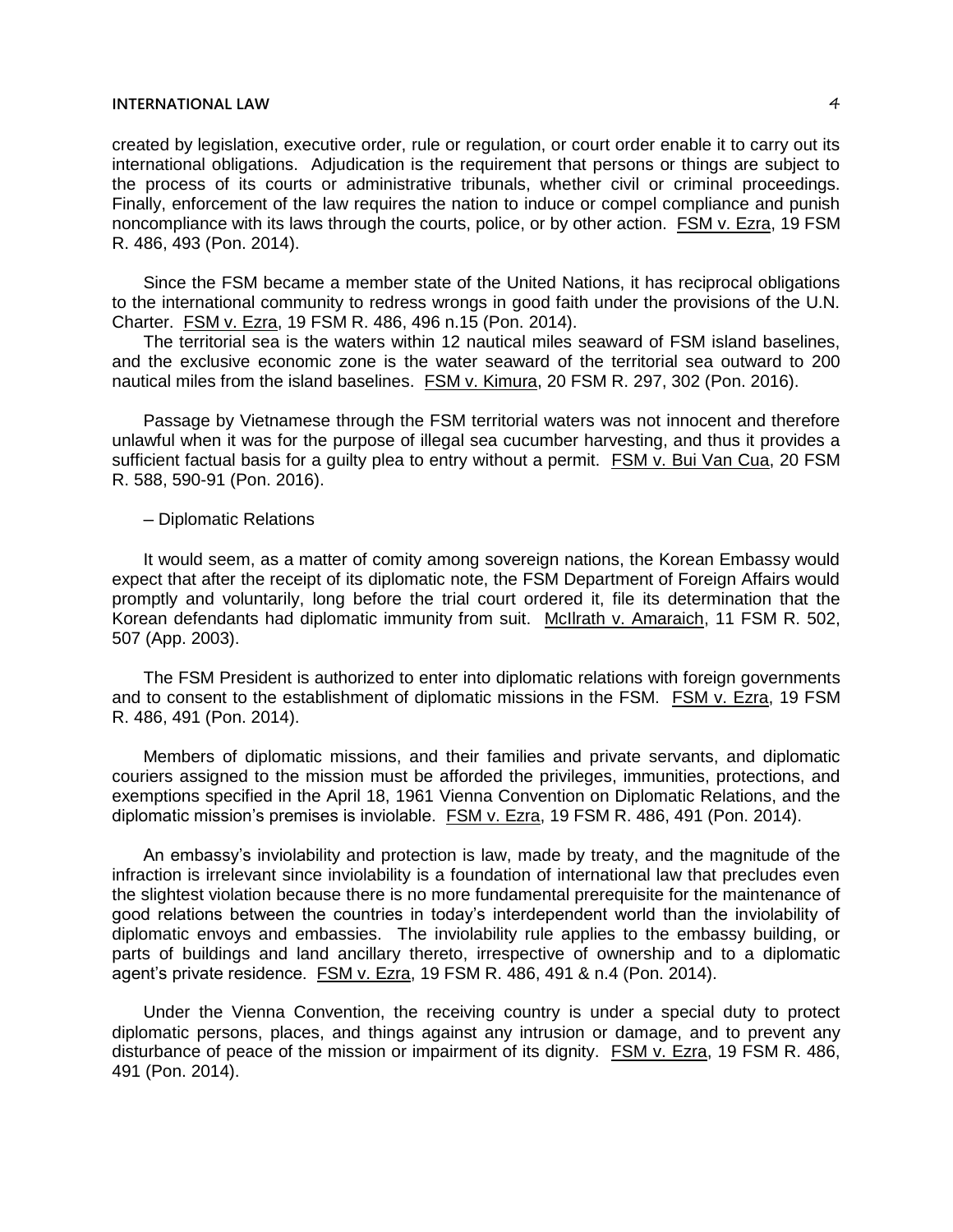created by legislation, executive order, rule or regulation, or court order enable it to carry out its international obligations. Adjudication is the requirement that persons or things are subject to the process of its courts or administrative tribunals, whether civil or criminal proceedings. Finally, enforcement of the law requires the nation to induce or compel compliance and punish noncompliance with its laws through the courts, police, or by other action. FSM v. Ezra, 19 FSM R. 486, 493 (Pon. 2014).

Since the FSM became a member state of the United Nations, it has reciprocal obligations to the international community to redress wrongs in good faith under the provisions of the U.N. Charter. FSM v. Ezra, 19 FSM R. 486, 496 n.15 (Pon. 2014).

The territorial sea is the waters within 12 nautical miles seaward of FSM island baselines, and the exclusive economic zone is the water seaward of the territorial sea outward to 200 nautical miles from the island baselines. FSM v. Kimura, 20 FSM R. 297, 302 (Pon. 2016).

Passage by Vietnamese through the FSM territorial waters was not innocent and therefore unlawful when it was for the purpose of illegal sea cucumber harvesting, and thus it provides a sufficient factual basis for a guilty plea to entry without a permit. FSM v. Bui Van Cua, 20 FSM R. 588, 590-91 (Pon. 2016).

– Diplomatic Relations

It would seem, as a matter of comity among sovereign nations, the Korean Embassy would expect that after the receipt of its diplomatic note, the FSM Department of Foreign Affairs would promptly and voluntarily, long before the trial court ordered it, file its determination that the Korean defendants had diplomatic immunity from suit. McIlrath v. Amaraich, 11 FSM R. 502, 507 (App. 2003).

The FSM President is authorized to enter into diplomatic relations with foreign governments and to consent to the establishment of diplomatic missions in the FSM. FSM v. Ezra, 19 FSM R. 486, 491 (Pon. 2014).

Members of diplomatic missions, and their families and private servants, and diplomatic couriers assigned to the mission must be afforded the privileges, immunities, protections, and exemptions specified in the April 18, 1961 Vienna Convention on Diplomatic Relations, and the diplomatic mission's premises is inviolable. FSM v. Ezra, 19 FSM R. 486, 491 (Pon. 2014).

An embassy's inviolability and protection is law, made by treaty, and the magnitude of the infraction is irrelevant since inviolability is a foundation of international law that precludes even the slightest violation because there is no more fundamental prerequisite for the maintenance of good relations between the countries in today's interdependent world than the inviolability of diplomatic envoys and embassies. The inviolability rule applies to the embassy building, or parts of buildings and land ancillary thereto, irrespective of ownership and to a diplomatic agent's private residence. FSM v. Ezra, 19 FSM R. 486, 491 & n.4 (Pon. 2014).

Under the Vienna Convention, the receiving country is under a special duty to protect diplomatic persons, places, and things against any intrusion or damage, and to prevent any disturbance of peace of the mission or impairment of its dignity. FSM v. Ezra, 19 FSM R. 486, 491 (Pon. 2014).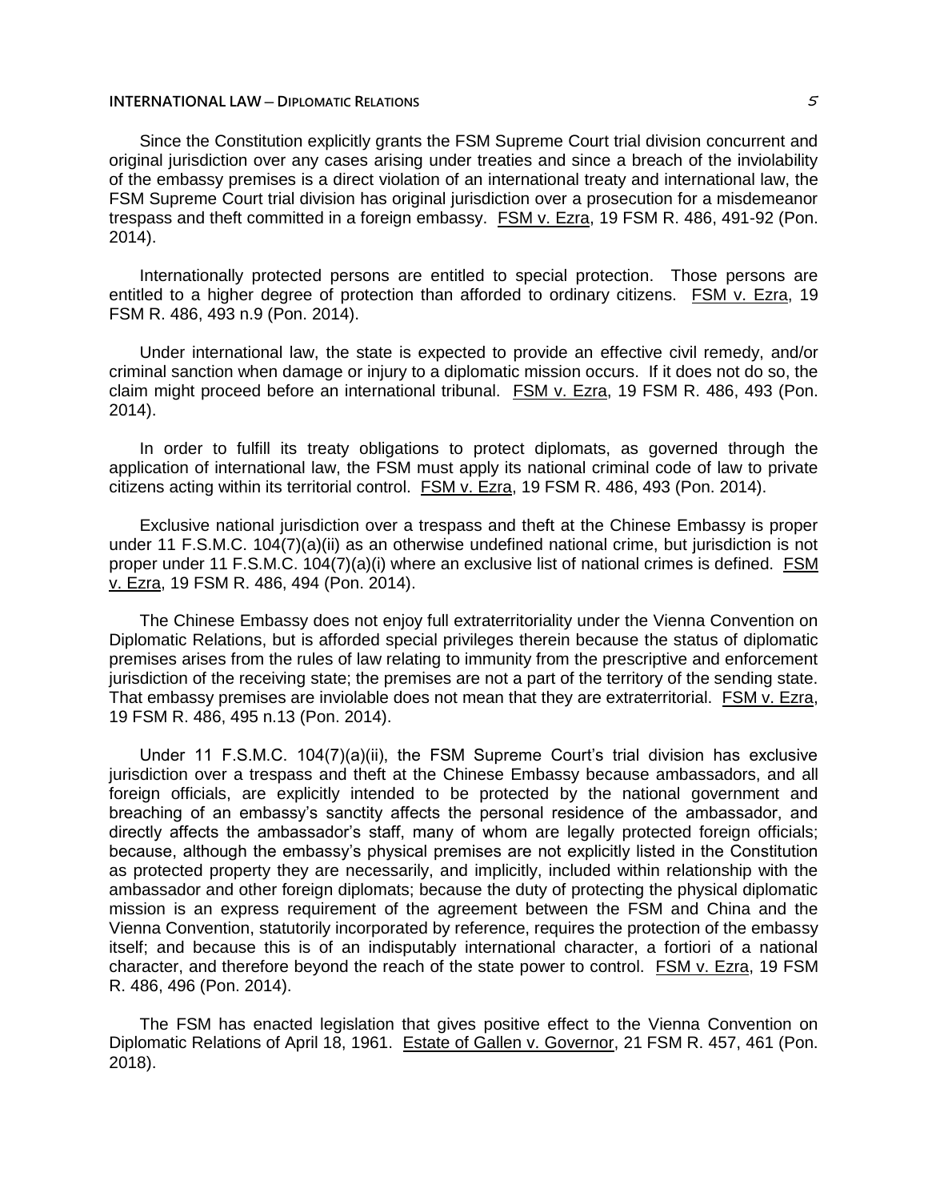Since the Constitution explicitly grants the FSM Supreme Court trial division concurrent and original jurisdiction over any cases arising under treaties and since a breach of the inviolability of the embassy premises is a direct violation of an international treaty and international law, the FSM Supreme Court trial division has original jurisdiction over a prosecution for a misdemeanor trespass and theft committed in a foreign embassy. FSM v. Ezra, 19 FSM R. 486, 491-92 (Pon. 2014).

Internationally protected persons are entitled to special protection. Those persons are entitled to a higher degree of protection than afforded to ordinary citizens. FSM v. Ezra, 19 FSM R. 486, 493 n.9 (Pon. 2014).

Under international law, the state is expected to provide an effective civil remedy, and/or criminal sanction when damage or injury to a diplomatic mission occurs. If it does not do so, the claim might proceed before an international tribunal. FSM v. Ezra, 19 FSM R. 486, 493 (Pon. 2014).

In order to fulfill its treaty obligations to protect diplomats, as governed through the application of international law, the FSM must apply its national criminal code of law to private citizens acting within its territorial control. FSM v. Ezra, 19 FSM R. 486, 493 (Pon. 2014).

Exclusive national jurisdiction over a trespass and theft at the Chinese Embassy is proper under 11 F.S.M.C. 104(7)(a)(ii) as an otherwise undefined national crime, but jurisdiction is not proper under 11 F.S.M.C. 104(7)(a)(i) where an exclusive list of national crimes is defined. FSM v. Ezra, 19 FSM R. 486, 494 (Pon. 2014).

The Chinese Embassy does not enjoy full extraterritoriality under the Vienna Convention on Diplomatic Relations, but is afforded special privileges therein because the status of diplomatic premises arises from the rules of law relating to immunity from the prescriptive and enforcement jurisdiction of the receiving state; the premises are not a part of the territory of the sending state. That embassy premises are inviolable does not mean that they are extraterritorial. FSM v. Ezra, 19 FSM R. 486, 495 n.13 (Pon. 2014).

Under 11 F.S.M.C. 104(7)(a)(ii), the FSM Supreme Court's trial division has exclusive jurisdiction over a trespass and theft at the Chinese Embassy because ambassadors, and all foreign officials, are explicitly intended to be protected by the national government and breaching of an embassy's sanctity affects the personal residence of the ambassador, and directly affects the ambassador's staff, many of whom are legally protected foreign officials; because, although the embassy's physical premises are not explicitly listed in the Constitution as protected property they are necessarily, and implicitly, included within relationship with the ambassador and other foreign diplomats; because the duty of protecting the physical diplomatic mission is an express requirement of the agreement between the FSM and China and the Vienna Convention, statutorily incorporated by reference, requires the protection of the embassy itself; and because this is of an indisputably international character, a fortiori of a national character, and therefore beyond the reach of the state power to control. FSM v. Ezra, 19 FSM R. 486, 496 (Pon. 2014).

The FSM has enacted legislation that gives positive effect to the Vienna Convention on Diplomatic Relations of April 18, 1961. Estate of Gallen v. Governor, 21 FSM R. 457, 461 (Pon. 2018).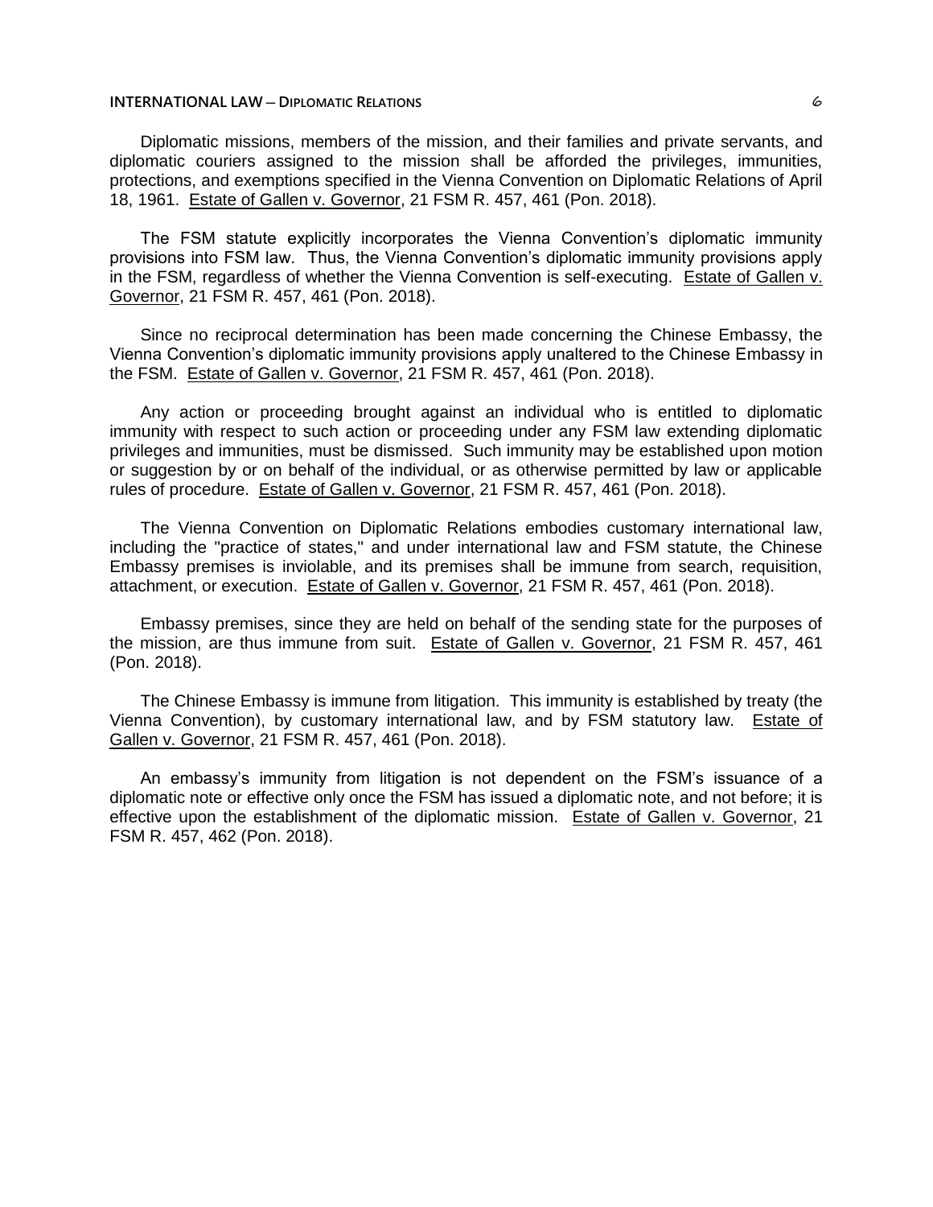Diplomatic missions, members of the mission, and their families and private servants, and diplomatic couriers assigned to the mission shall be afforded the privileges, immunities, protections, and exemptions specified in the Vienna Convention on Diplomatic Relations of April 18, 1961. Estate of Gallen v. Governor, 21 FSM R. 457, 461 (Pon. 2018).

The FSM statute explicitly incorporates the Vienna Convention's diplomatic immunity provisions into FSM law. Thus, the Vienna Convention's diplomatic immunity provisions apply in the FSM, regardless of whether the Vienna Convention is self-executing. Estate of Gallen v. Governor, 21 FSM R. 457, 461 (Pon. 2018).

Since no reciprocal determination has been made concerning the Chinese Embassy, the Vienna Convention's diplomatic immunity provisions apply unaltered to the Chinese Embassy in the FSM. Estate of Gallen v. Governor, 21 FSM R. 457, 461 (Pon. 2018).

Any action or proceeding brought against an individual who is entitled to diplomatic immunity with respect to such action or proceeding under any FSM law extending diplomatic privileges and immunities, must be dismissed. Such immunity may be established upon motion or suggestion by or on behalf of the individual, or as otherwise permitted by law or applicable rules of procedure. Estate of Gallen v. Governor, 21 FSM R. 457, 461 (Pon. 2018).

The Vienna Convention on Diplomatic Relations embodies customary international law, including the "practice of states," and under international law and FSM statute, the Chinese Embassy premises is inviolable, and its premises shall be immune from search, requisition, attachment, or execution. Estate of Gallen v. Governor, 21 FSM R. 457, 461 (Pon. 2018).

Embassy premises, since they are held on behalf of the sending state for the purposes of the mission, are thus immune from suit. Estate of Gallen v. Governor, 21 FSM R. 457, 461 (Pon. 2018).

The Chinese Embassy is immune from litigation. This immunity is established by treaty (the Vienna Convention), by customary international law, and by FSM statutory law. Estate of Gallen v. Governor, 21 FSM R. 457, 461 (Pon. 2018).

An embassy's immunity from litigation is not dependent on the FSM's issuance of a diplomatic note or effective only once the FSM has issued a diplomatic note, and not before; it is effective upon the establishment of the diplomatic mission. Estate of Gallen v. Governor, 21 FSM R. 457, 462 (Pon. 2018).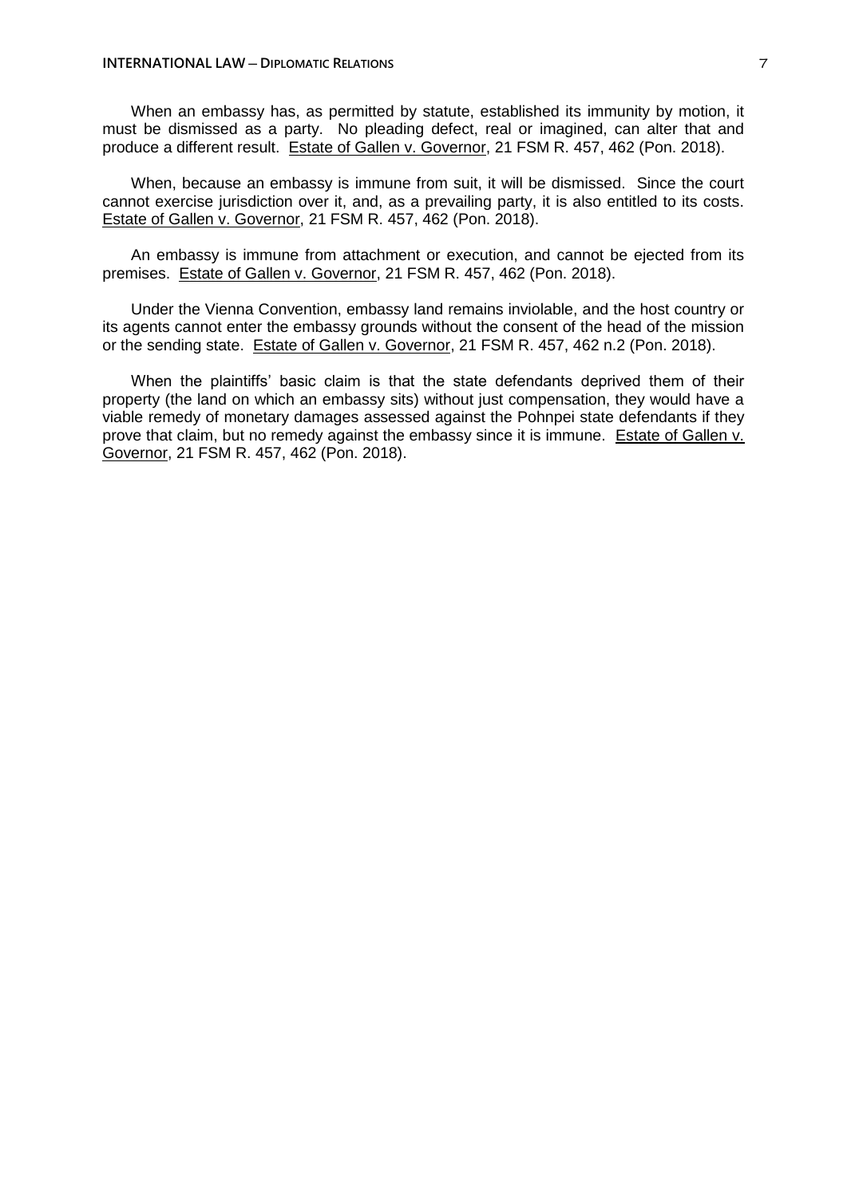When an embassy has, as permitted by statute, established its immunity by motion, it must be dismissed as a party. No pleading defect, real or imagined, can alter that and produce a different result. Estate of Gallen v. Governor, 21 FSM R. 457, 462 (Pon. 2018).

When, because an embassy is immune from suit, it will be dismissed. Since the court cannot exercise jurisdiction over it, and, as a prevailing party, it is also entitled to its costs. Estate of Gallen v. Governor, 21 FSM R. 457, 462 (Pon. 2018).

An embassy is immune from attachment or execution, and cannot be ejected from its premises. Estate of Gallen v. Governor, 21 FSM R. 457, 462 (Pon. 2018).

Under the Vienna Convention, embassy land remains inviolable, and the host country or its agents cannot enter the embassy grounds without the consent of the head of the mission or the sending state. Estate of Gallen v. Governor, 21 FSM R. 457, 462 n.2 (Pon. 2018).

When the plaintiffs' basic claim is that the state defendants deprived them of their property (the land on which an embassy sits) without just compensation, they would have a viable remedy of monetary damages assessed against the Pohnpei state defendants if they prove that claim, but no remedy against the embassy since it is immune. Estate of Gallen v. Governor, 21 FSM R. 457, 462 (Pon. 2018).